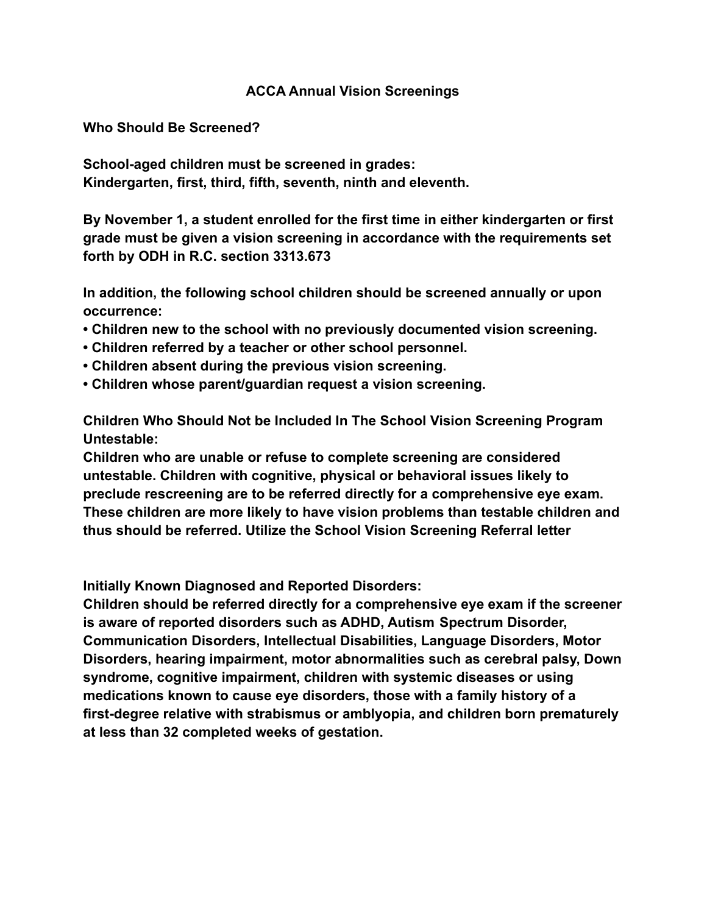# ACCA Annual Vision Screenings

## Who Should Be Screened?

**School-aged children must be screened in grades:**
**Kindergarten, first, third, fifth, seventh, ninth and eleventh.**

**By November 1, a student enrolled for the first time in either kindergarten or first grade must be given a vision screening in accordance with the requirements set forth by ODH in R.C. section 3313.673**

**In addition, the following school children should be screened annually or upon occurrence:**

- **Children new to the school with no previously documented vision screening.**
- **Children referred by a teacher or other school personnel.**
- **Children absent during the previous vision screening.**
- **Children whose parent/guardian request a vision screening.**

**Children Who Should Not be Included In The School Vision Screening Program**
**Untestable:**
**Children who are unable or refuse to complete screening are considered untestable. Children with cognitive, physical or behavioral issues likely to preclude rescreening are to be referred directly for a comprehensive eye exam. These children are more likely to have vision problems than testable children and thus should be referred. Utilize the School Vision Screening Referral letter**

**Initially Known Diagnosed and Reported Disorders:**
**Children should be referred directly for a comprehensive eye exam if the screener is aware of reported disorders such as ADHD, Autism Spectrum Disorder, Communication Disorders, Intellectual Disabilities, Language Disorders, Motor Disorders, hearing impairment, motor abnormalities such as cerebral palsy, Down syndrome, cognitive impairment, children with systemic diseases or using medications known to cause eye disorders, those with a family history of a first-degree relative with strabismus or amblyopia, and children born prematurely at less than 32 completed weeks of gestation.**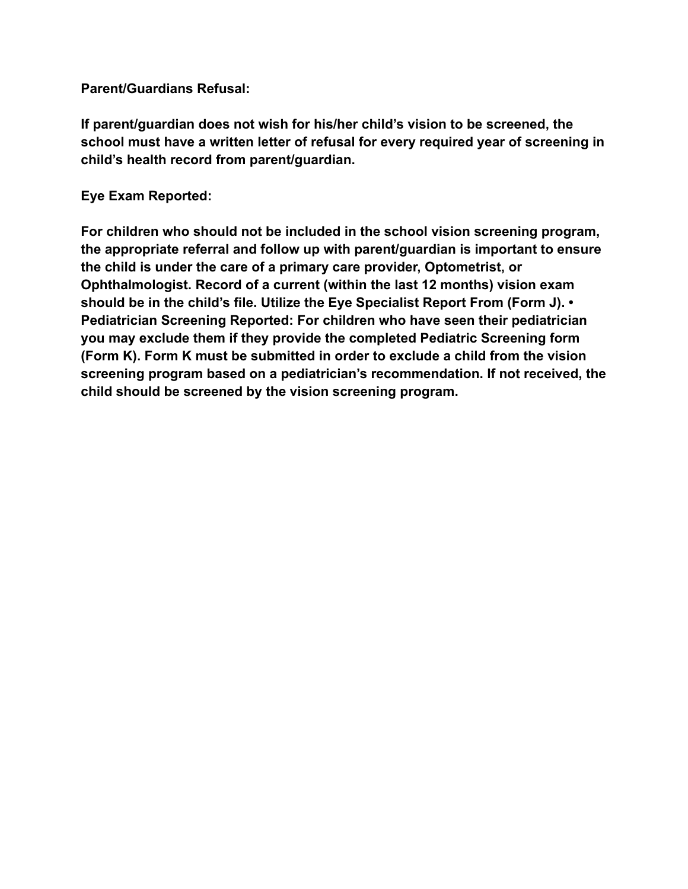**Parent/Guardians Refusal:**

**If parent/guardian does not wish for his/her child's vision to be screened, the school must have a written letter of refusal for every required year of screening in child's health record from parent/guardian.**

**Eye Exam Reported:**

**For children who should not be included in the school vision screening program, the appropriate referral and follow up with parent/guardian is important to ensure the child is under the care of a primary care provider, Optometrist, or Ophthalmologist. Record of a current (within the last 12 months) vision exam should be in the child's file. Utilize the Eye Specialist Report From (Form J). • Pediatrician Screening Reported: For children who have seen their pediatrician you may exclude them if they provide the completed Pediatric Screening form (Form K). Form K must be submitted in order to exclude a child from the vision screening program based on a pediatrician's recommendation. If not received, the child should be screened by the vision screening program.**